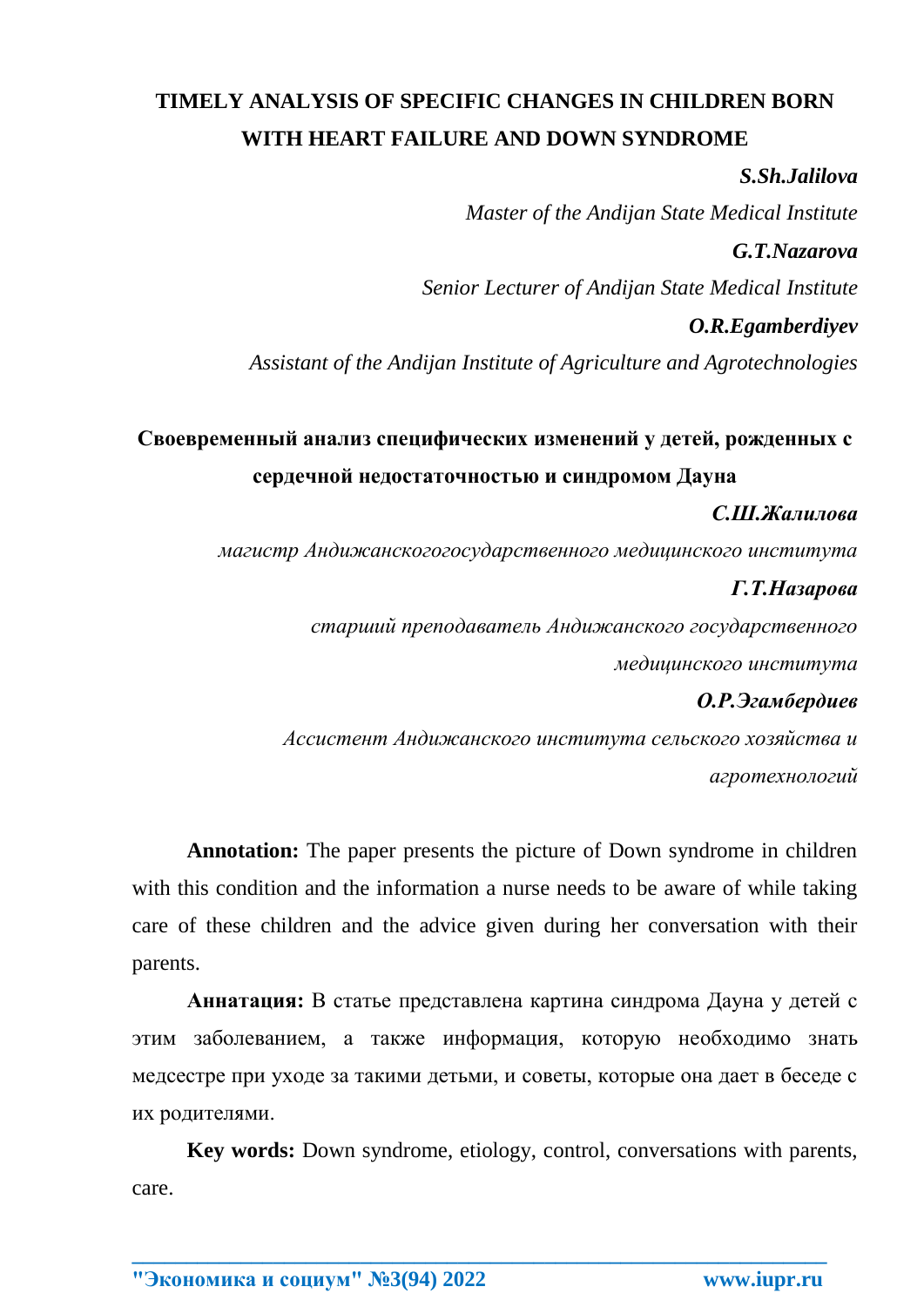# TIMELY ANALYSIS OF SPECIFIC CHANGES IN CHILDREN BORN WITH HEART FAILURE AND DOWN SYNDROME

***S.Sh.Jalilova***

*Master of the Andijan State Medical Institute*

***G.T.Nazarova***

*Senior Lecturer of Andijan State Medical Institute*

***O.R.Egamberdiyev***

*Assistant of the Andijan Institute of Agriculture and Agrotechnologies*

# Своевременный анализ специфических изменений у детей, рожденных с сердечной недостаточностью и синдромом Дауна

***С.Ш.Жалилова***

*магистр Андижанскогогосударственного медицинского института*

***Г.Т.Назарова***

*старший преподаватель Андижанского государственного медицинского института*

***О.Р.Эгамбердиев***

*Ассистент Андижанского института сельского хозяйства и агротехнологий*

**Annotation:** The paper presents the picture of Down syndrome in children with this condition and the information a nurse needs to be aware of while taking care of these children and the advice given during her conversation with their parents.

**Аннатация:** В статье представлена картина синдрома Дауна у детей с этим заболеванием, а также информация, которую необходимо знать медсестре при уходе за такими детьми, и советы, которые она дает в беседе с их родителями.

**Key words:** Down syndrome, etiology, control, conversations with parents, care.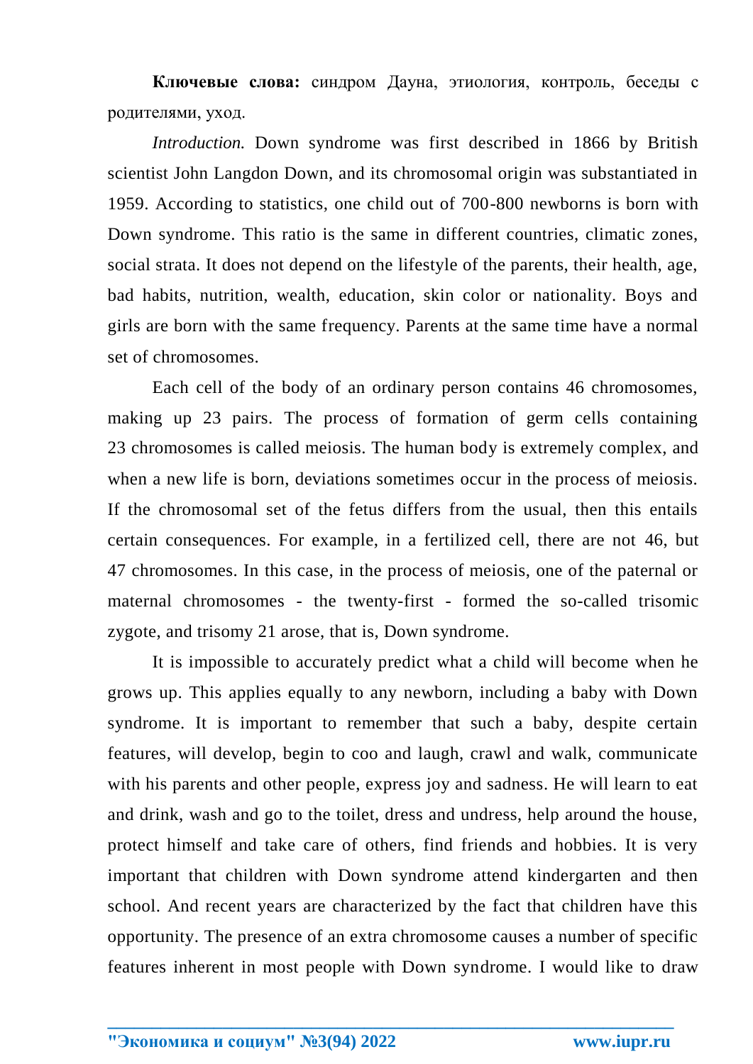**Ключевые слова:** синдром Дауна, этиология, контроль, беседы с родителями, уход.

*Introduction.* Down syndrome was first described in 1866 by British scientist John Langdon Down, and its chromosomal origin was substantiated in 1959. According to statistics, one child out of 700-800 newborns is born with Down syndrome. This ratio is the same in different countries, climatic zones, social strata. It does not depend on the lifestyle of the parents, their health, age, bad habits, nutrition, wealth, education, skin color or nationality. Boys and girls are born with the same frequency. Parents at the same time have a normal set of chromosomes.

Each cell of the body of an ordinary person contains 46 chromosomes, making up 23 pairs. The process of formation of germ cells containing 23 chromosomes is called meiosis. The human body is extremely complex, and when a new life is born, deviations sometimes occur in the process of meiosis. If the chromosomal set of the fetus differs from the usual, then this entails certain consequences. For example, in a fertilized cell, there are not 46, but 47 chromosomes. In this case, in the process of meiosis, one of the paternal or maternal chromosomes - the twenty-first - formed the so-called trisomic zygote, and trisomy 21 arose, that is, Down syndrome.

It is impossible to accurately predict what a child will become when he grows up. This applies equally to any newborn, including a baby with Down syndrome. It is important to remember that such a baby, despite certain features, will develop, begin to coo and laugh, crawl and walk, communicate with his parents and other people, express joy and sadness. He will learn to eat and drink, wash and go to the toilet, dress and undress, help around the house, protect himself and take care of others, find friends and hobbies. It is very important that children with Down syndrome attend kindergarten and then school. And recent years are characterized by the fact that children have this opportunity. The presence of an extra chromosome causes a number of specific features inherent in most people with Down syndrome. I would like to draw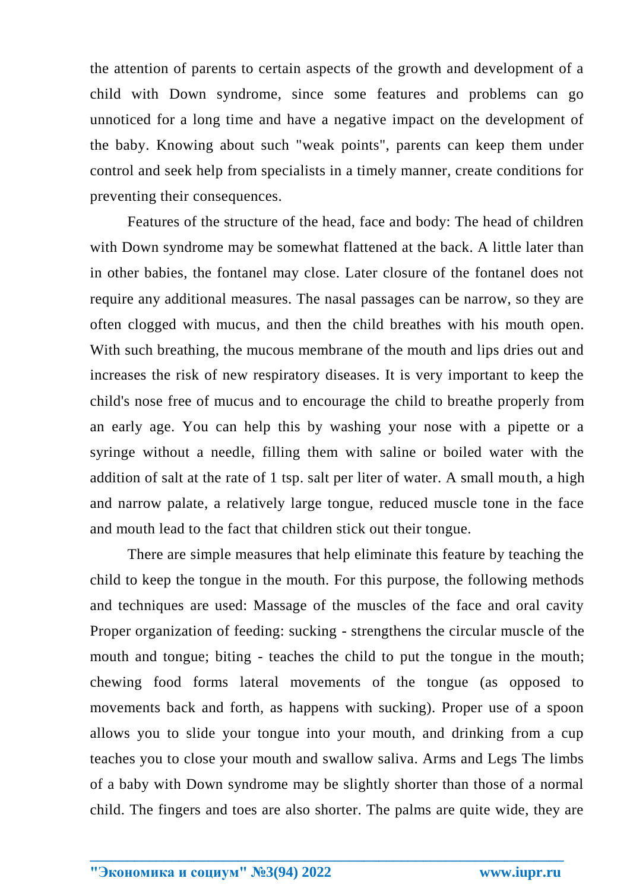the attention of parents to certain aspects of the growth and development of a child with Down syndrome, since some features and problems can go unnoticed for a long time and have a negative impact on the development of the baby. Knowing about such "weak points", parents can keep them under control and seek help from specialists in a timely manner, create conditions for preventing their consequences.

Features of the structure of the head, face and body: The head of children with Down syndrome may be somewhat flattened at the back. A little later than in other babies, the fontanel may close. Later closure of the fontanel does not require any additional measures. The nasal passages can be narrow, so they are often clogged with mucus, and then the child breathes with his mouth open. With such breathing, the mucous membrane of the mouth and lips dries out and increases the risk of new respiratory diseases. It is very important to keep the child's nose free of mucus and to encourage the child to breathe properly from an early age. You can help this by washing your nose with a pipette or a syringe without a needle, filling them with saline or boiled water with the addition of salt at the rate of 1 tsp. salt per liter of water. A small mouth, a high and narrow palate, a relatively large tongue, reduced muscle tone in the face and mouth lead to the fact that children stick out their tongue.

There are simple measures that help eliminate this feature by teaching the child to keep the tongue in the mouth. For this purpose, the following methods and techniques are used: Massage of the muscles of the face and oral cavity Proper organization of feeding: sucking - strengthens the circular muscle of the mouth and tongue; biting - teaches the child to put the tongue in the mouth; chewing food forms lateral movements of the tongue (as opposed to movements back and forth, as happens with sucking). Proper use of a spoon allows you to slide your tongue into your mouth, and drinking from a cup teaches you to close your mouth and swallow saliva. Arms and Legs The limbs of a baby with Down syndrome may be slightly shorter than those of a normal child. The fingers and toes are also shorter. The palms are quite wide, they are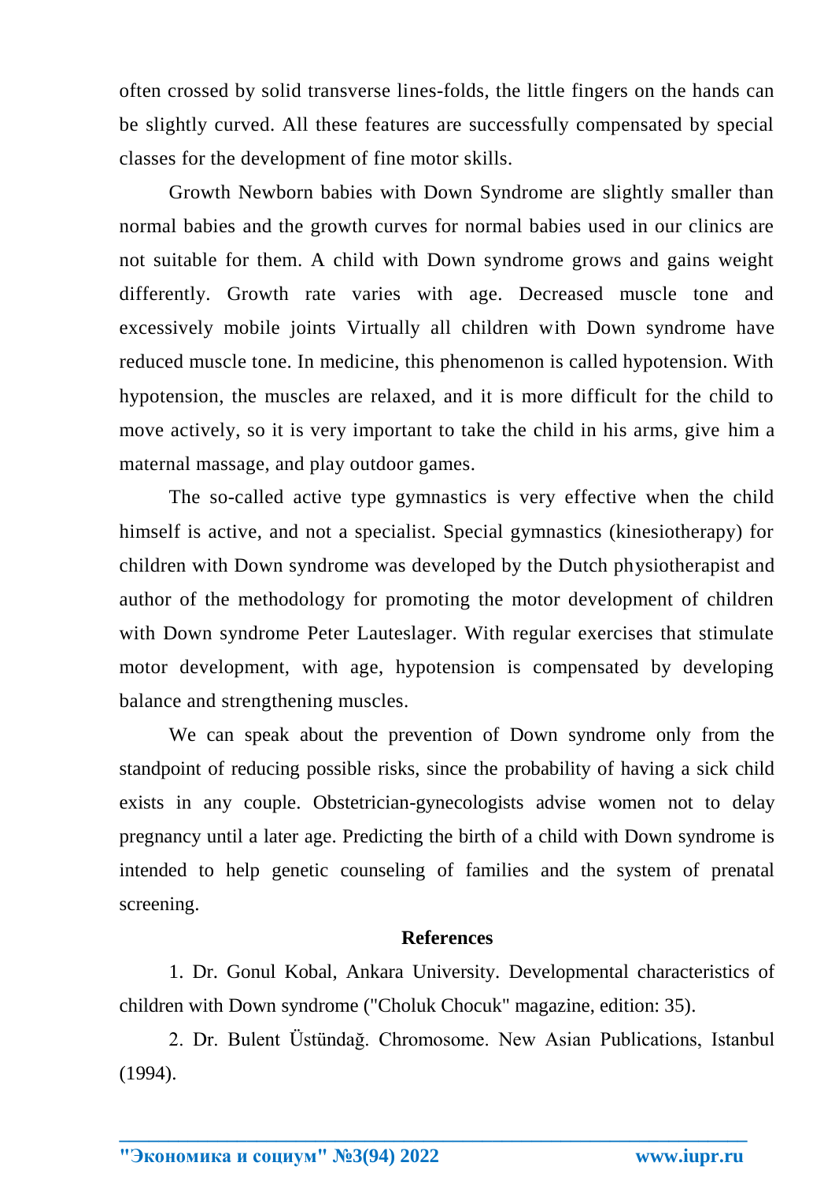often crossed by solid transverse lines-folds, the little fingers on the hands can be slightly curved. All these features are successfully compensated by special classes for the development of fine motor skills.

Growth Newborn babies with Down Syndrome are slightly smaller than normal babies and the growth curves for normal babies used in our clinics are not suitable for them. A child with Down syndrome grows and gains weight differently. Growth rate varies with age. Decreased muscle tone and excessively mobile joints Virtually all children with Down syndrome have reduced muscle tone. In medicine, this phenomenon is called hypotension. With hypotension, the muscles are relaxed, and it is more difficult for the child to move actively, so it is very important to take the child in his arms, give him a maternal massage, and play outdoor games.

The so-called active type gymnastics is very effective when the child himself is active, and not a specialist. Special gymnastics (kinesiotherapy) for children with Down syndrome was developed by the Dutch physiotherapist and author of the methodology for promoting the motor development of children with Down syndrome Peter Lauteslager. With regular exercises that stimulate motor development, with age, hypotension is compensated by developing balance and strengthening muscles.

We can speak about the prevention of Down syndrome only from the standpoint of reducing possible risks, since the probability of having a sick child exists in any couple. Obstetrician-gynecologists advise women not to delay pregnancy until a later age. Predicting the birth of a child with Down syndrome is intended to help genetic counseling of families and the system of prenatal screening.

## References

1. Dr. Gonul Kobal, Ankara University. Developmental characteristics of children with Down syndrome ("Choluk Chocuk" magazine, edition: 35).

2. Dr. Bulent Üstündağ. Chromosome. New Asian Publications, Istanbul (1994).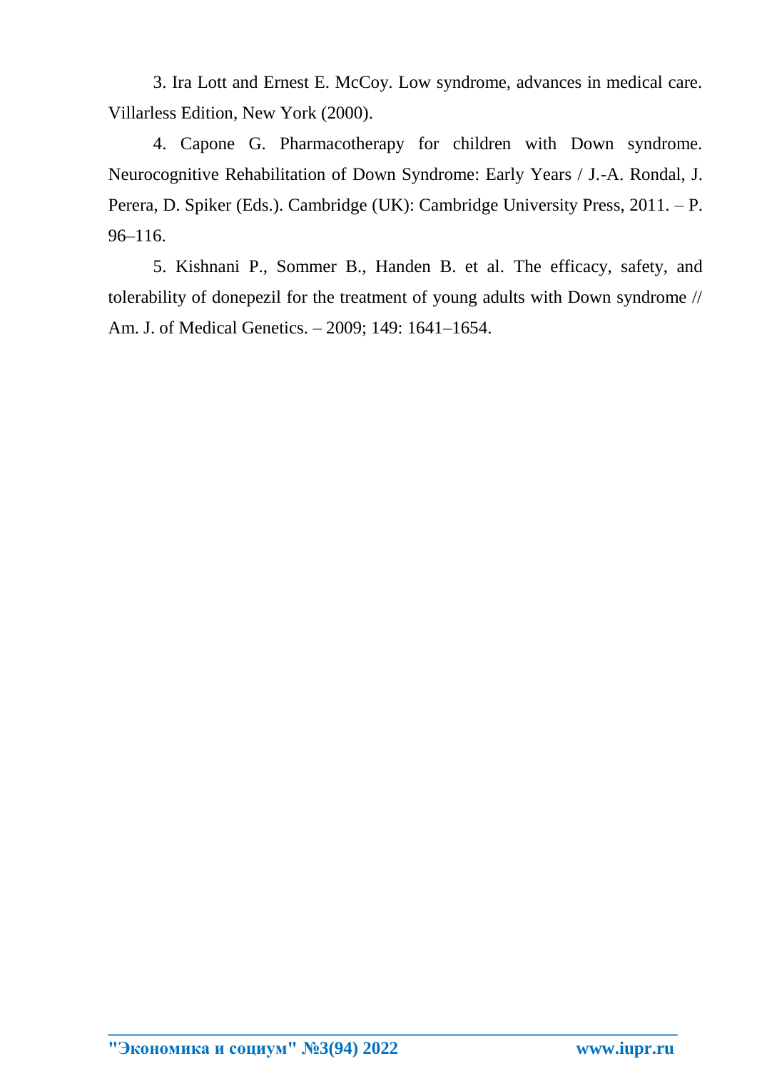3. Ira Lott and Ernest E. McCoy. Low syndrome, advances in medical care. Villarless Edition, New York (2000).

4. Capone G. Pharmacotherapy for children with Down syndrome. Neurocognitive Rehabilitation of Down Syndrome: Early Years / J.-A. Rondal, J. Perera, D. Spiker (Eds.). Cambridge (UK): Cambridge University Press, 2011. – P. 96–116.

5. Kishnani P., Sommer B., Handen B. et al. The efficacy, safety, and tolerability of donepezil for the treatment of young adults with Down syndrome // Am. J. of Medical Genetics. – 2009; 149: 1641–1654.